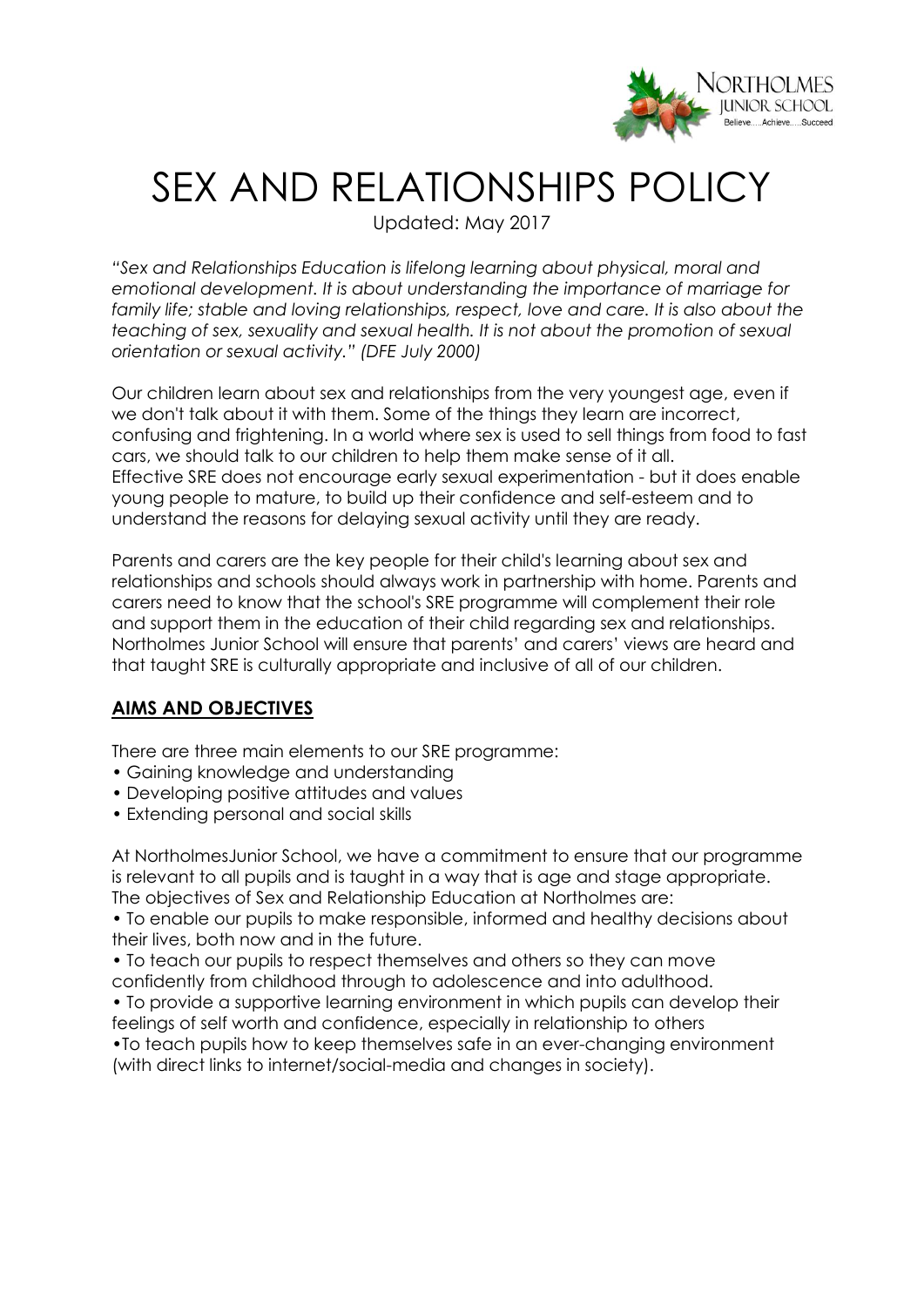# SEX AND RELATIONSHIPS POLICY

Updated: May 2017

*"Sex and Relationships Education is lifelong learning about physical, moral and emotional development. It is about understanding the importance of marriage for family life; stable and loving relationships, respect, love and care. It is also about the teaching of sex, sexuality and sexual health. It is not about the promotion of sexual orientation or sexual activity." (DFE July 2000)*

Our children learn about sex and relationships from the very youngest age, even if we don't talk about it with them. Some of the things they learn are incorrect, confusing and frightening. In a world where sex is used to sell things from food to fast cars, we should talk to our children to help them make sense of it all.
Effective SRE does not encourage early sexual experimentation - but it does enable young people to mature, to build up their confidence and self-esteem and to understand the reasons for delaying sexual activity until they are ready.

Parents and carers are the key people for their child's learning about sex and relationships and schools should always work in partnership with home. Parents and carers need to know that the school's SRE programme will complement their role and support them in the education of their child regarding sex and relationships. Northolmes Junior School will ensure that parents' and carers' views are heard and that taught SRE is culturally appropriate and inclusive of all of our children.

## AIMS AND OBJECTIVES

There are three main elements to our SRE programme:

- Gaining knowledge and understanding
- Developing positive attitudes and values
- Extending personal and social skills

At NortholmesJunior School, we have a commitment to ensure that our programme is relevant to all pupils and is taught in a way that is age and stage appropriate.
The objectives of Sex and Relationship Education at Northolmes are:

- To enable our pupils to make responsible, informed and healthy decisions about their lives, both now and in the future.
- To teach our pupils to respect themselves and others so they can move confidently from childhood through to adolescence and into adulthood.
- To provide a supportive learning environment in which pupils can develop their feelings of self worth and confidence, especially in relationship to others
- To teach pupils how to keep themselves safe in an ever-changing environment (with direct links to internet/social-media and changes in society).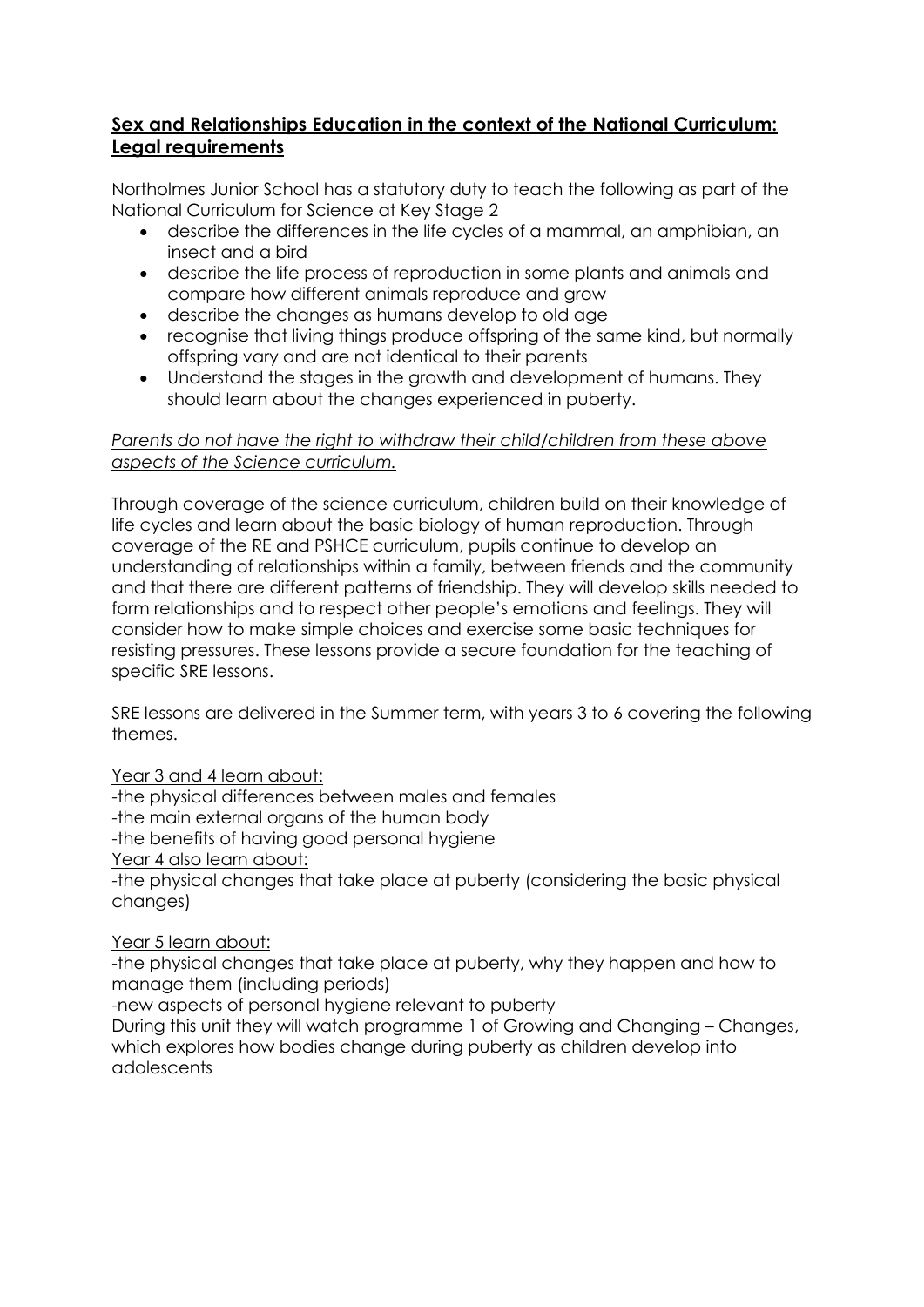## **Sex and Relationships Education in the context of the National Curriculum: Legal requirements**

Northolmes Junior School has a statutory duty to teach the following as part of the National Curriculum for Science at Key Stage 2

- describe the differences in the life cycles of a mammal, an amphibian, an insect and a bird
- describe the life process of reproduction in some plants and animals and compare how different animals reproduce and grow
- describe the changes as humans develop to old age
- recognise that living things produce offspring of the same kind, but normally offspring vary and are not identical to their parents
- Understand the stages in the growth and development of humans. They should learn about the changes experienced in puberty.

*Parents do not have the right to withdraw their child/children from these above aspects of the Science curriculum.*

Through coverage of the science curriculum, children build on their knowledge of life cycles and learn about the basic biology of human reproduction. Through coverage of the RE and PSHCE curriculum, pupils continue to develop an understanding of relationships within a family, between friends and the community and that there are different patterns of friendship. They will develop skills needed to form relationships and to respect other people's emotions and feelings. They will consider how to make simple choices and exercise some basic techniques for resisting pressures. These lessons provide a secure foundation for the teaching of specific SRE lessons.

SRE lessons are delivered in the Summer term, with years 3 to 6 covering the following themes.

Year 3 and 4 learn about:

-the physical differences between males and females
-the main external organs of the human body
-the benefits of having good personal hygiene

Year 4 also learn about:

-the physical changes that take place at puberty (considering the basic physical changes)

Year 5 learn about:

-the physical changes that take place at puberty, why they happen and how to manage them (including periods)
-new aspects of personal hygiene relevant to puberty

During this unit they will watch programme 1 of Growing and Changing – Changes, which explores how bodies change during puberty as children develop into adolescents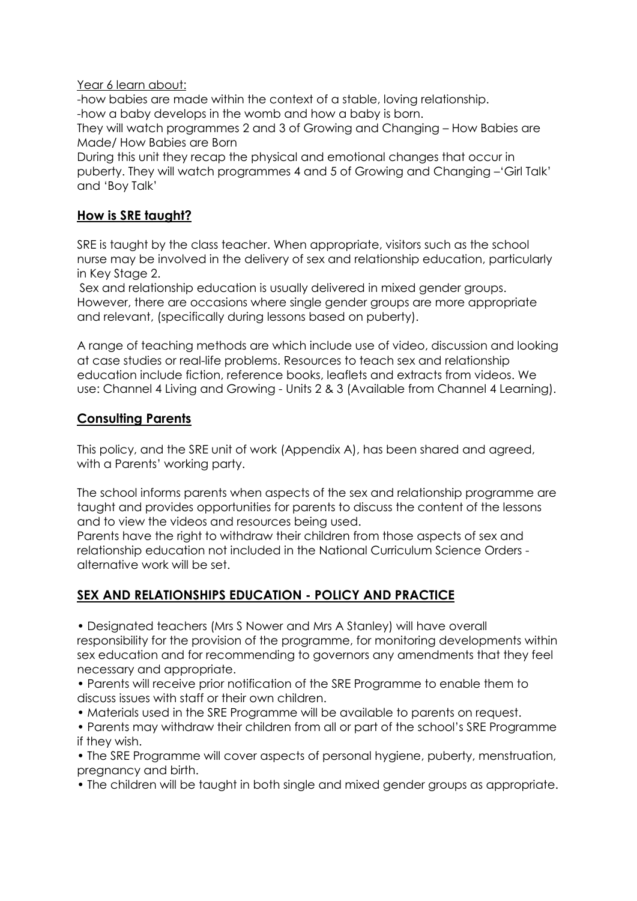Year 6 learn about:

-how babies are made within the context of a stable, loving relationship.
-how a baby develops in the womb and how a baby is born.
They will watch programmes 2 and 3 of Growing and Changing – How Babies are Made/ How Babies are Born
During this unit they recap the physical and emotional changes that occur in puberty. They will watch programmes 4 and 5 of Growing and Changing –'Girl Talk' and 'Boy Talk'

## **How is SRE taught?**

SRE is taught by the class teacher. When appropriate, visitors such as the school nurse may be involved in the delivery of sex and relationship education, particularly in Key Stage 2.

Sex and relationship education is usually delivered in mixed gender groups. However, there are occasions where single gender groups are more appropriate and relevant, (specifically during lessons based on puberty).

A range of teaching methods are which include use of video, discussion and looking at case studies or real-life problems. Resources to teach sex and relationship education include fiction, reference books, leaflets and extracts from videos. We use: Channel 4 Living and Growing - Units 2 & 3 (Available from Channel 4 Learning).

## **Consulting Parents**

This policy, and the SRE unit of work (Appendix A), has been shared and agreed, with a Parents' working party.

The school informs parents when aspects of the sex and relationship programme are taught and provides opportunities for parents to discuss the content of the lessons and to view the videos and resources being used.
Parents have the right to withdraw their children from those aspects of sex and relationship education not included in the National Curriculum Science Orders - alternative work will be set.

## **SEX AND RELATIONSHIPS EDUCATION - POLICY AND PRACTICE**

- Designated teachers (Mrs S Nower and Mrs A Stanley) will have overall responsibility for the provision of the programme, for monitoring developments within sex education and for recommending to governors any amendments that they feel necessary and appropriate.
- Parents will receive prior notification of the SRE Programme to enable them to discuss issues with staff or their own children.
- Materials used in the SRE Programme will be available to parents on request.
- Parents may withdraw their children from all or part of the school's SRE Programme if they wish.
- The SRE Programme will cover aspects of personal hygiene, puberty, menstruation, pregnancy and birth.
- The children will be taught in both single and mixed gender groups as appropriate.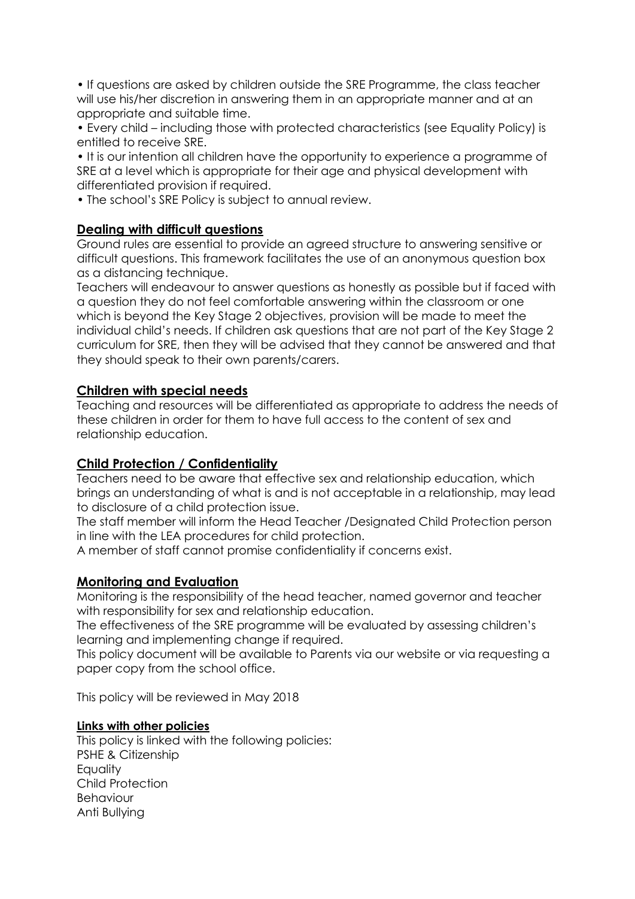- If questions are asked by children outside the SRE Programme, the class teacher will use his/her discretion in answering them in an appropriate manner and at an appropriate and suitable time.
- Every child – including those with protected characteristics (see Equality Policy) is entitled to receive SRE.
- It is our intention all children have the opportunity to experience a programme of SRE at a level which is appropriate for their age and physical development with differentiated provision if required.
- The school's SRE Policy is subject to annual review.

## Dealing with difficult questions

Ground rules are essential to provide an agreed structure to answering sensitive or difficult questions. This framework facilitates the use of an anonymous question box as a distancing technique.

Teachers will endeavour to answer questions as honestly as possible but if faced with a question they do not feel comfortable answering within the classroom or one which is beyond the Key Stage 2 objectives, provision will be made to meet the individual child's needs. If children ask questions that are not part of the Key Stage 2 curriculum for SRE, then they will be advised that they cannot be answered and that they should speak to their own parents/carers.

## Children with special needs

Teaching and resources will be differentiated as appropriate to address the needs of these children in order for them to have full access to the content of sex and relationship education.

## Child Protection / Confidentiality

Teachers need to be aware that effective sex and relationship education, which brings an understanding of what is and is not acceptable in a relationship, may lead to disclosure of a child protection issue.

The staff member will inform the Head Teacher /Designated Child Protection person in line with the LEA procedures for child protection.

A member of staff cannot promise confidentiality if concerns exist.

## Monitoring and Evaluation

Monitoring is the responsibility of the head teacher, named governor and teacher with responsibility for sex and relationship education.

The effectiveness of the SRE programme will be evaluated by assessing children's learning and implementing change if required.

This policy document will be available to Parents via our website or via requesting a paper copy from the school office.

This policy will be reviewed in May 2018

### Links with other policies

This policy is linked with the following policies:

PSHE & Citizenship
Equality
Child Protection
Behaviour
Anti Bullying